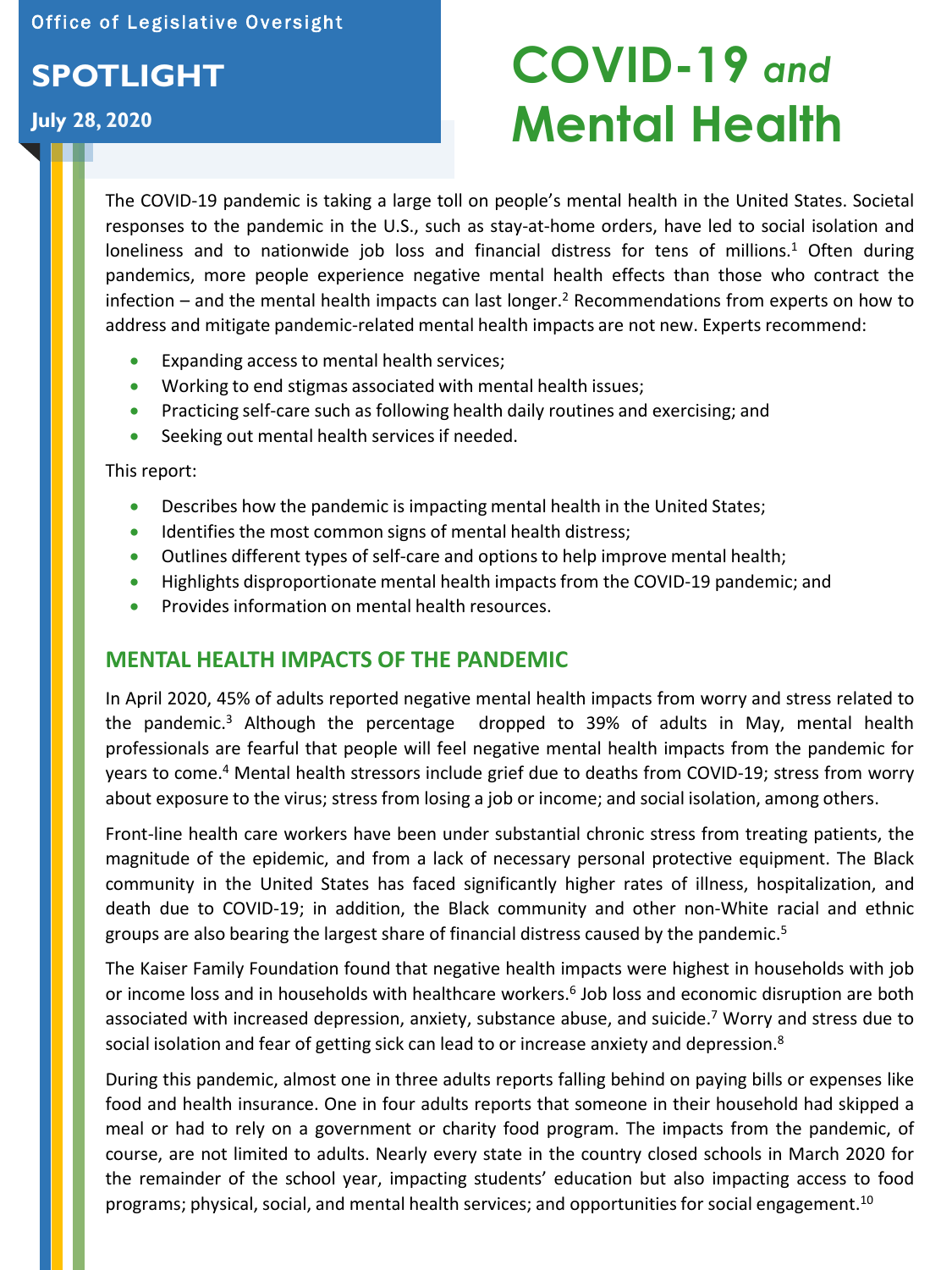Office of Legislative Oversight

**SPOTLIGHT**

**July 28, 2020**

# COVID-19 *and* Mental Health

The COVID-19 pandemic is taking a large toll on people's mental health in the United States. Societal responses to the pandemic in the U.S., such as stay-at-home orders, have led to social isolation and loneliness and to nationwide job loss and financial distress for tens of millions.[1] Often during pandemics, more people experience negative mental health effects than those who contract the infection – and the mental health impacts can last longer.[2] Recommendations from experts on how to address and mitigate pandemic-related mental health impacts are not new. Experts recommend:

- Expanding access to mental health services;
- Working to end stigmas associated with mental health issues;
- Practicing self-care such as following health daily routines and exercising; and
- Seeking out mental health services if needed.

This report:

- Describes how the pandemic is impacting mental health in the United States;
- Identifies the most common signs of mental health distress;
- Outlines different types of self-care and options to help improve mental health;
- Highlights disproportionate mental health impacts from the COVID-19 pandemic; and
- Provides information on mental health resources.

## MENTAL HEALTH IMPACTS OF THE PANDEMIC

In April 2020, 45% of adults reported negative mental health impacts from worry and stress related to the pandemic.[3] Although the percentage dropped to 39% of adults in May, mental health professionals are fearful that people will feel negative mental health impacts from the pandemic for years to come.[4] Mental health stressors include grief due to deaths from COVID-19; stress from worry about exposure to the virus; stress from losing a job or income; and social isolation, among others.

Front-line health care workers have been under substantial chronic stress from treating patients, the magnitude of the epidemic, and from a lack of necessary personal protective equipment. The Black community in the United States has faced significantly higher rates of illness, hospitalization, and death due to COVID-19; in addition, the Black community and other non-White racial and ethnic groups are also bearing the largest share of financial distress caused by the pandemic.[5]

The Kaiser Family Foundation found that negative health impacts were highest in households with job or income loss and in households with healthcare workers.[6] Job loss and economic disruption are both associated with increased depression, anxiety, substance abuse, and suicide.[7] Worry and stress due to social isolation and fear of getting sick can lead to or increase anxiety and depression.[8]

During this pandemic, almost one in three adults reports falling behind on paying bills or expenses like food and health insurance. One in four adults reports that someone in their household had skipped a meal or had to rely on a government or charity food program. The impacts from the pandemic, of course, are not limited to adults. Nearly every state in the country closed schools in March 2020 for the remainder of the school year, impacting students' education but also impacting access to food programs; physical, social, and mental health services; and opportunities for social engagement.[10]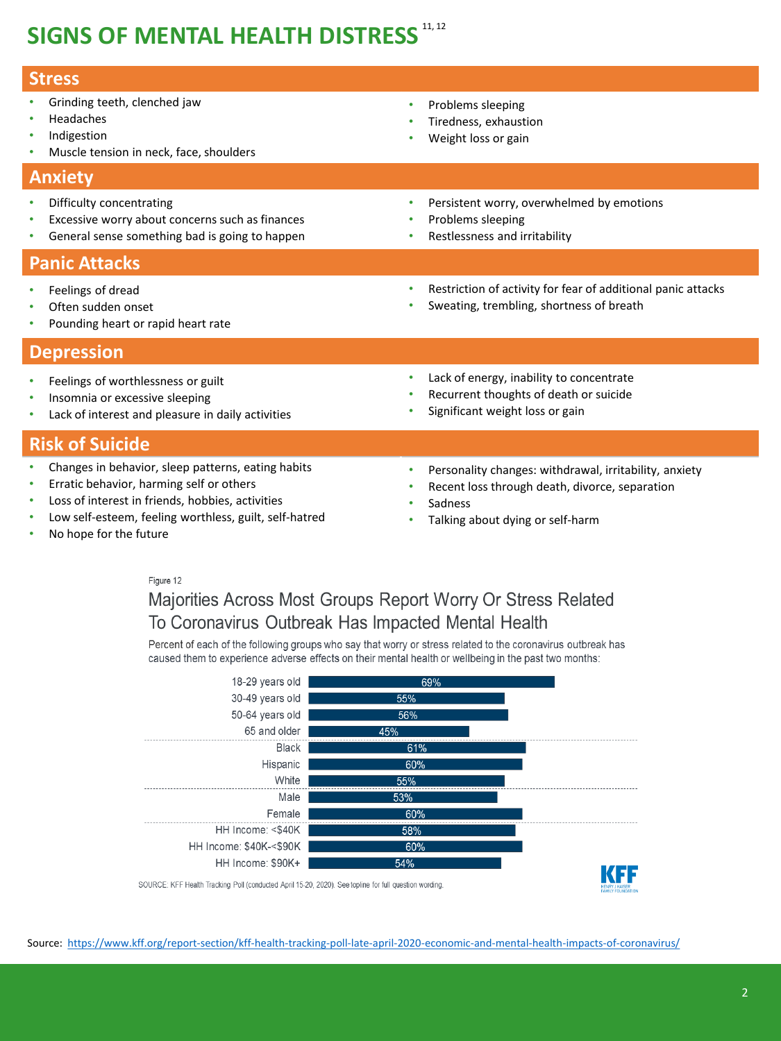# SIGNS OF MENTAL HEALTH DISTRESS [11, 12]

## Stress

- Grinding teeth, clenched jaw
- Headaches
- Indigestion
- Muscle tension in neck, face, shoulders
- Problems sleeping
- Tiredness, exhaustion
- Weight loss or gain

## Anxiety

- Difficulty concentrating
- Excessive worry about concerns such as finances
- General sense something bad is going to happen
- Persistent worry, overwhelmed by emotions
- Problems sleeping
- Restlessness and irritability

## Panic Attacks

- Feelings of dread
- Often sudden onset
- Pounding heart or rapid heart rate
- Restriction of activity for fear of additional panic attacks
- Sweating, trembling, shortness of breath

## Depression

- Feelings of worthlessness or guilt
- Insomnia or excessive sleeping
- Lack of interest and pleasure in daily activities
- Lack of energy, inability to concentrate
- Recurrent thoughts of death or suicide
- Significant weight loss or gain

## Risk of Suicide

- Changes in behavior, sleep patterns, eating habits
- Erratic behavior, harming self or others
- Loss of interest in friends, hobbies, activities
- Low self-esteem, feeling worthless, guilt, self-hatred
- No hope for the future
- Personality changes: withdrawal, irritability, anxiety
- Recent loss through death, divorce, separation
- Sadness
- Talking about dying or self-harm

Figure 12

### Majorities Across Most Groups Report Worry Or Stress Related To Coronavirus Outbreak Has Impacted Mental Health

Percent of each of the following groups who say that worry or stress related to the coronavirus outbreak has caused them to experience adverse effects on their mental health or wellbeing in the past two months:

| Group | Percent |
|---|---|
| 18-29 years old | 69% |
| 30-49 years old | 55% |
| 50-64 years old | 56% |
| 65 and older | 45% |
| Black | 61% |
| Hispanic | 60% |
| White | 55% |
| Male | 53% |
| Female | 60% |
| HH Income: <$40K | 58% |
| HH Income: $40K-<$90K | 60% |
| HH Income: $90K+ | 54% |

SOURCE: KFF Health Tracking Poll (conducted April 15-20, 2020). See topline for full question wording.

KFF HENRY J KAISER FAMILY FOUNDATION

Source: https://www.kff.org/report-section/kff-health-tracking-poll-late-april-2020-economic-and-mental-health-impacts-of-coronavirus/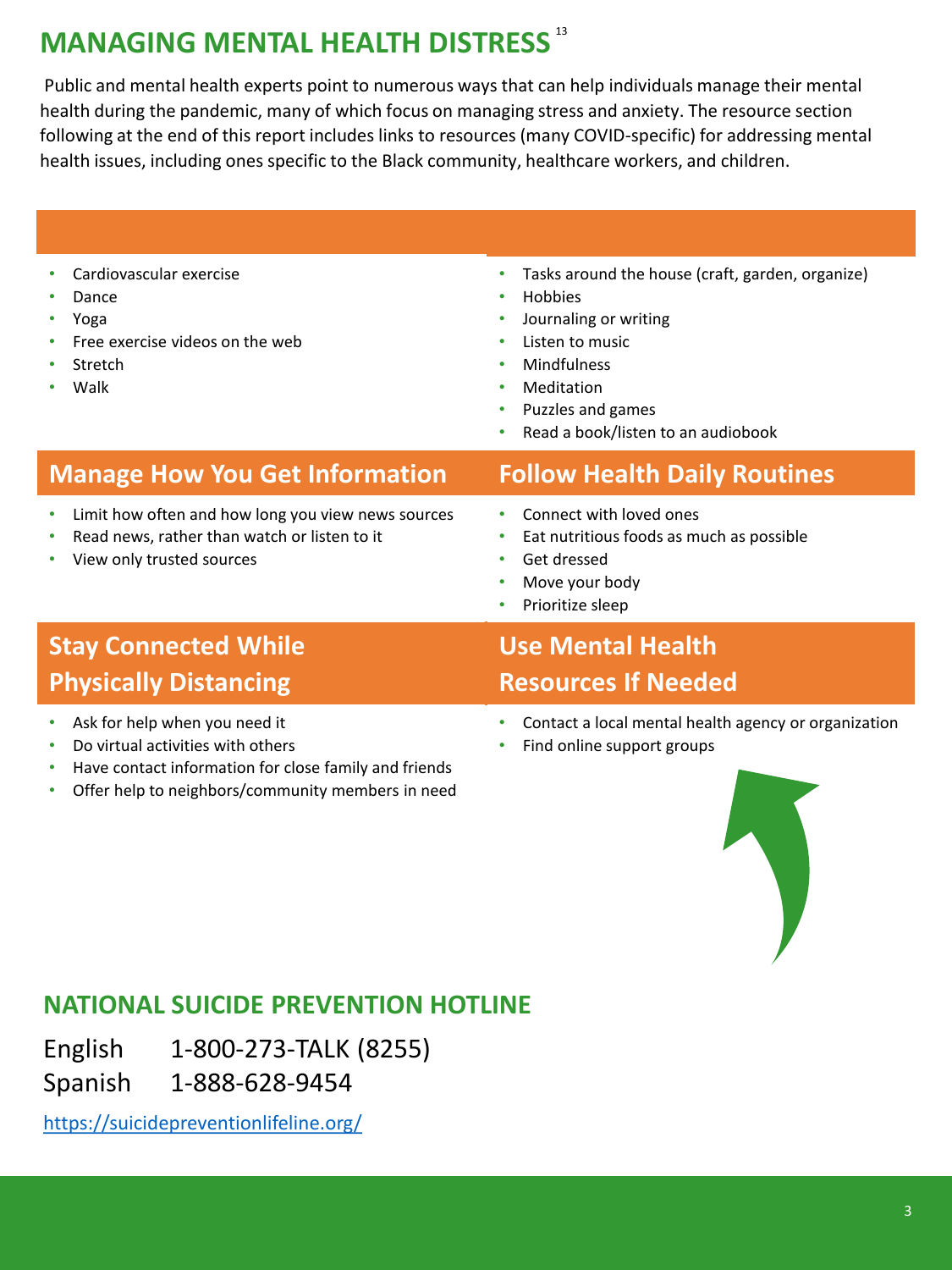# MANAGING MENTAL HEALTH DISTRESS [13]

Public and mental health experts point to numerous ways that can help individuals manage their mental health during the pandemic, many of which focus on managing stress and anxiety. The resource section following at the end of this report includes links to resources (many COVID-specific) for addressing mental health issues, including ones specific to the Black community, healthcare workers, and children.

- Cardiovascular exercise
- Dance
- Yoga
- Free exercise videos on the web
- Stretch
- Walk

- Tasks around the house (craft, garden, organize)
- Hobbies
- Journaling or writing
- Listen to music
- Mindfulness
- Meditation
- Puzzles and games
- Read a book/listen to an audiobook

## Manage How You Get Information

- Limit how often and how long you view news sources
- Read news, rather than watch or listen to it
- View only trusted sources

## Follow Health Daily Routines

- Connect with loved ones
- Eat nutritious foods as much as possible
- Get dressed
- Move your body
- Prioritize sleep

## Stay Connected While Physically Distancing

- Ask for help when you need it
- Do virtual activities with others
- Have contact information for close family and friends
- Offer help to neighbors/community members in need

## Use Mental Health Resources If Needed

- Contact a local mental health agency or organization
- Find online support groups

## NATIONAL SUICIDE PREVENTION HOTLINE

English 1-800-273-TALK (8255)

Spanish 1-888-628-9454

https://suicidepreventionlifeline.org/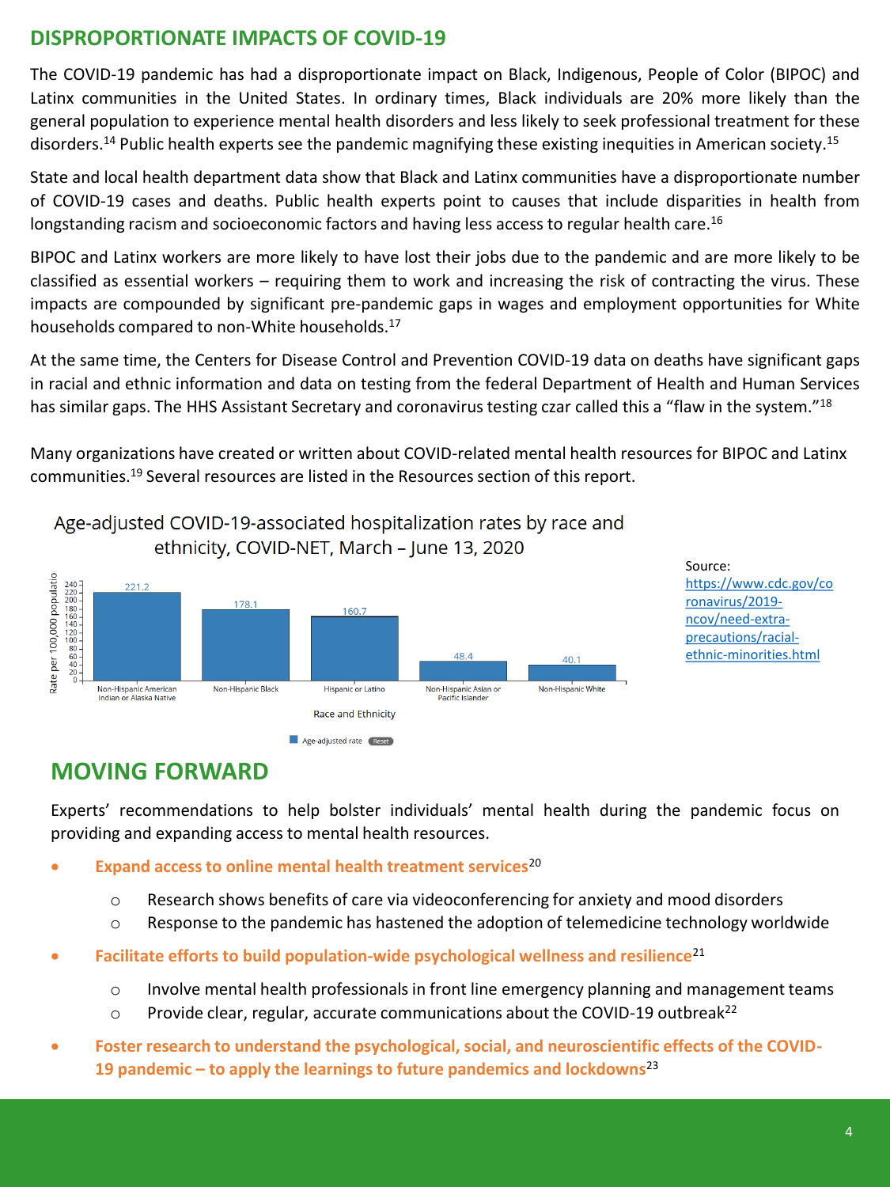## DISPROPORTIONATE IMPACTS OF COVID-19

The COVID-19 pandemic has had a disproportionate impact on Black, Indigenous, People of Color (BIPOC) and Latinx communities in the United States. In ordinary times, Black individuals are 20% more likely than the general population to experience mental health disorders and less likely to seek professional treatment for these disorders.[14] Public health experts see the pandemic magnifying these existing inequities in American society.[15]

State and local health department data show that Black and Latinx communities have a disproportionate number of COVID-19 cases and deaths. Public health experts point to causes that include disparities in health from longstanding racism and socioeconomic factors and having less access to regular health care.[16]

BIPOC and Latinx workers are more likely to have lost their jobs due to the pandemic and are more likely to be classified as essential workers – requiring them to work and increasing the risk of contracting the virus. These impacts are compounded by significant pre-pandemic gaps in wages and employment opportunities for White households compared to non-White households.[17]

At the same time, the Centers for Disease Control and Prevention COVID-19 data on deaths have significant gaps in racial and ethnic information and data on testing from the federal Department of Health and Human Services has similar gaps. The HHS Assistant Secretary and coronavirus testing czar called this a "flaw in the system."[18]

Many organizations have created or written about COVID-related mental health resources for BIPOC and Latinx communities.[19] Several resources are listed in the Resources section of this report.

Age-adjusted COVID-19-associated hospitalization rates by race and ethnicity, COVID-NET, March – June 13, 2020

| Race and Ethnicity | Rate per 100,000 population (age-adjusted rate) |
|---|---|
| Non-Hispanic American Indian or Alaska Native | 221.2 |
| Non-Hispanic Black | 178.1 |
| Hispanic or Latino | 160.7 |
| Non-Hispanic Asian or Pacific Islander | 48.4 |
| Non-Hispanic White | 40.1 |

Source: https://www.cdc.gov/coronavirus/2019-ncov/need-extra-precautions/racial-ethnic-minorities.html

## MOVING FORWARD

Experts' recommendations to help bolster individuals' mental health during the pandemic focus on providing and expanding access to mental health resources.

- **Expand access to online mental health treatment services**[20]
  - Research shows benefits of care via videoconferencing for anxiety and mood disorders
  - Response to the pandemic has hastened the adoption of telemedicine technology worldwide
- **Facilitate efforts to build population-wide psychological wellness and resilience**[21]
  - Involve mental health professionals in front line emergency planning and management teams
  - Provide clear, regular, accurate communications about the COVID-19 outbreak[22]
- **Foster research to understand the psychological, social, and neuroscientific effects of the COVID-19 pandemic – to apply the learnings to future pandemics and lockdowns**[23]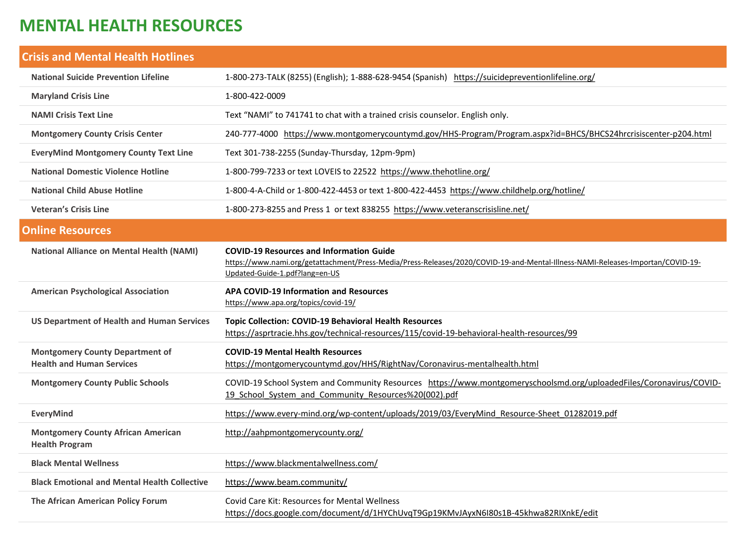# MENTAL HEALTH RESOURCES

## Crisis and Mental Health Hotlines

| | |
|---|---|
| **National Suicide Prevention Lifeline** | 1-800-273-TALK (8255) (English); 1-888-628-9454 (Spanish) https://suicidepreventionlifeline.org/ |
| **Maryland Crisis Line** | 1-800-422-0009 |
| **NAMI Crisis Text Line** | Text "NAMI" to 741741 to chat with a trained crisis counselor. English only. |
| **Montgomery County Crisis Center** | 240-777-4000 https://www.montgomerycountymd.gov/HHS-Program/Program.aspx?id=BHCS/BHCS24hrcrisiscenter-p204.html |
| **EveryMind Montgomery County Text Line** | Text 301-738-2255 (Sunday-Thursday, 12pm-9pm) |
| **National Domestic Violence Hotline** | 1-800-799-7233 or text LOVEIS to 22522 https://www.thehotline.org/ |
| **National Child Abuse Hotline** | 1-800-4-A-Child or 1-800-422-4453 or text 1-800-422-4453 https://www.childhelp.org/hotline/ |
| **Veteran's Crisis Line** | 1-800-273-8255 and Press 1 or text 838255 https://www.veteranscrisisline.net/ |

## Online Resources

| | |
|---|---|
| **National Alliance on Mental Health (NAMI)** | **COVID-19 Resources and Information Guide** https://www.nami.org/getattachment/Press-Media/Press-Releases/2020/COVID-19-and-Mental-Illness-NAMI-Releases-Importan/COVID-19-Updated-Guide-1.pdf?lang=en-US |
| **American Psychological Association** | **APA COVID-19 Information and Resources** https://www.apa.org/topics/covid-19/ |
| **US Department of Health and Human Services** | **Topic Collection: COVID-19 Behavioral Health Resources** https://asprtracie.hhs.gov/technical-resources/115/covid-19-behavioral-health-resources/99 |
| **Montgomery County Department of Health and Human Services** | **COVID-19 Mental Health Resources** https://montgomerycountymd.gov/HHS/RightNav/Coronavirus-mentalhealth.html |
| **Montgomery County Public Schools** | COVID-19 School System and Community Resources https://www.montgomeryschoolsmd.org/uploadedFiles/Coronavirus/COVID-19_School_System_and_Community_Resources%20(002).pdf |
| **EveryMind** | https://www.every-mind.org/wp-content/uploads/2019/03/EveryMind_Resource-Sheet_01282019.pdf |
| **Montgomery County African American Health Program** | http://aahpmontgomerycounty.org/ |
| **Black Mental Wellness** | https://www.blackmentalwellness.com/ |
| **Black Emotional and Mental Health Collective** | https://www.beam.community/ |
| **The African American Policy Forum** | Covid Care Kit: Resources for Mental Wellness https://docs.google.com/document/d/1HYChUvqT9Gp19KMvJAyxN6I80s1B-45khwa82RIXnkE/edit |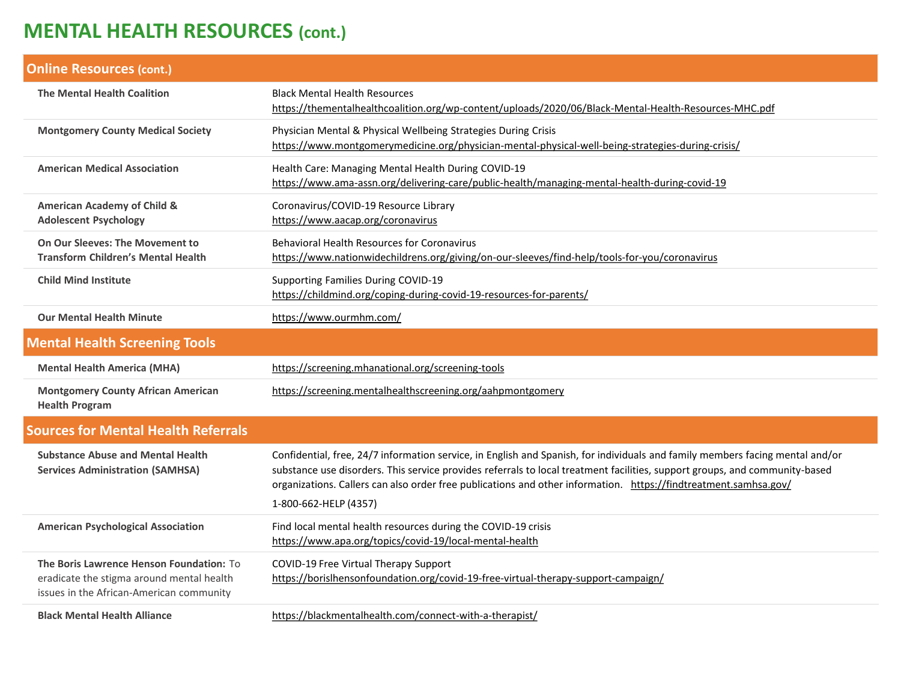# MENTAL HEALTH RESOURCES (cont.)

## Online Resources (cont.)

| | |
|---|---|
| **The Mental Health Coalition** | Black Mental Health Resources<br>https://thementalhealthcoalition.org/wp-content/uploads/2020/06/Black-Mental-Health-Resources-MHC.pdf |
| **Montgomery County Medical Society** | Physician Mental & Physical Wellbeing Strategies During Crisis<br>https://www.montgomerymedicine.org/physician-mental-physical-well-being-strategies-during-crisis/ |
| **American Medical Association** | Health Care: Managing Mental Health During COVID-19<br>https://www.ama-assn.org/delivering-care/public-health/managing-mental-health-during-covid-19 |
| **American Academy of Child & Adolescent Psychology** | Coronavirus/COVID-19 Resource Library<br>https://www.aacap.org/coronavirus |
| **On Our Sleeves: The Movement to Transform Children's Mental Health** | Behavioral Health Resources for Coronavirus<br>https://www.nationwidechildrens.org/giving/on-our-sleeves/find-help/tools-for-you/coronavirus |
| **Child Mind Institute** | Supporting Families During COVID-19<br>https://childmind.org/coping-during-covid-19-resources-for-parents/ |
| **Our Mental Health Minute** | https://www.ourmhm.com/ |

## Mental Health Screening Tools

| | |
|---|---|
| **Mental Health America (MHA)** | https://screening.mhanational.org/screening-tools |
| **Montgomery County African American Health Program** | https://screening.mentalhealthscreening.org/aahpmontgomery |

## Sources for Mental Health Referrals

| | |
|---|---|
| **Substance Abuse and Mental Health Services Administration (SAMHSA)** | Confidential, free, 24/7 information service, in English and Spanish, for individuals and family members facing mental and/or substance use disorders. This service provides referrals to local treatment facilities, support groups, and community-based organizations. Callers can also order free publications and other information. https://findtreatment.samhsa.gov/<br>1-800-662-HELP (4357) |
| **American Psychological Association** | Find local mental health resources during the COVID-19 crisis<br>https://www.apa.org/topics/covid-19/local-mental-health |
| **The Boris Lawrence Henson Foundation:** To eradicate the stigma around mental health issues in the African-American community | COVID-19 Free Virtual Therapy Support<br>https://borislhensonfoundation.org/covid-19-free-virtual-therapy-support-campaign/ |
| **Black Mental Health Alliance** | https://blackmentalhealth.com/connect-with-a-therapist/ |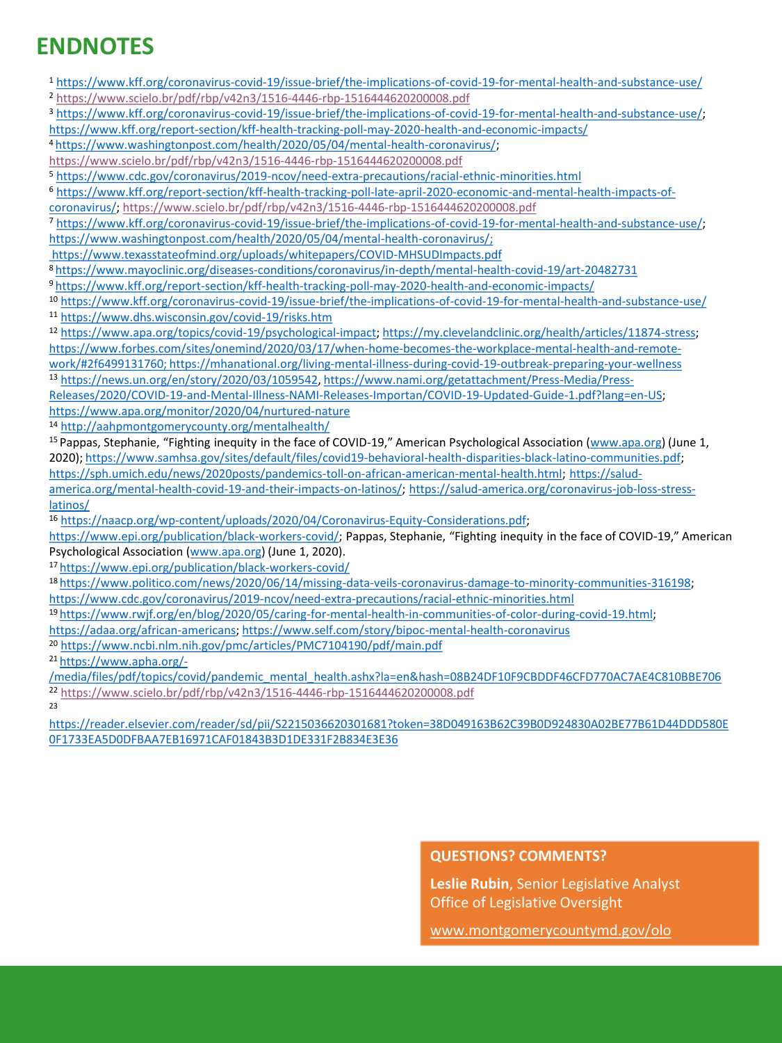# ENDNOTES

[1] https://www.kff.org/coronavirus-covid-19/issue-brief/the-implications-of-covid-19-for-mental-health-and-substance-use/

[2] https://www.scielo.br/pdf/rbp/v42n3/1516-4446-rbp-1516444620200008.pdf

[3] https://www.kff.org/coronavirus-covid-19/issue-brief/the-implications-of-covid-19-for-mental-health-and-substance-use/; https://www.kff.org/report-section/kff-health-tracking-poll-may-2020-health-and-economic-impacts/

[4] https://www.washingtonpost.com/health/2020/05/04/mental-health-coronavirus/; https://www.scielo.br/pdf/rbp/v42n3/1516-4446-rbp-1516444620200008.pdf

[5] https://www.cdc.gov/coronavirus/2019-ncov/need-extra-precautions/racial-ethnic-minorities.html

[6] https://www.kff.org/report-section/kff-health-tracking-poll-late-april-2020-economic-and-mental-health-impacts-of-coronavirus/; https://www.scielo.br/pdf/rbp/v42n3/1516-4446-rbp-1516444620200008.pdf

[7] https://www.kff.org/coronavirus-covid-19/issue-brief/the-implications-of-covid-19-for-mental-health-and-substance-use/; https://www.washingtonpost.com/health/2020/05/04/mental-health-coronavirus/; https://www.texasstateofmind.org/uploads/whitepapers/COVID-MHSUDImpacts.pdf

[8] https://www.mayoclinic.org/diseases-conditions/coronavirus/in-depth/mental-health-covid-19/art-20482731

[9] https://www.kff.org/report-section/kff-health-tracking-poll-may-2020-health-and-economic-impacts/

[10] https://www.kff.org/coronavirus-covid-19/issue-brief/the-implications-of-covid-19-for-mental-health-and-substance-use/

[11] https://www.dhs.wisconsin.gov/covid-19/risks.htm

[12] https://www.apa.org/topics/covid-19/psychological-impact; https://my.clevelandclinic.org/health/articles/11874-stress; https://www.forbes.com/sites/onemind/2020/03/17/when-home-becomes-the-workplace-mental-health-and-remote-work/#2f6499131760; https://mhanational.org/living-mental-illness-during-covid-19-outbreak-preparing-your-wellness

[13] https://news.un.org/en/story/2020/03/1059542, https://www.nami.org/getattachment/Press-Media/Press-Releases/2020/COVID-19-and-Mental-Illness-NAMI-Releases-Importan/COVID-19-Updated-Guide-1.pdf?lang=en-US; https://www.apa.org/monitor/2020/04/nurtured-nature

[14] http://aahpmontgomerycounty.org/mentalhealth/

[15] Pappas, Stephanie, "Fighting inequity in the face of COVID-19," American Psychological Association (www.apa.org) (June 1, 2020); https://www.samhsa.gov/sites/default/files/covid19-behavioral-health-disparities-black-latino-communities.pdf; https://sph.umich.edu/news/2020posts/pandemics-toll-on-african-american-mental-health.html; https://salud-america.org/mental-health-covid-19-and-their-impacts-on-latinos/; https://salud-america.org/coronavirus-job-loss-stress-latinos/

[16] https://naacp.org/wp-content/uploads/2020/04/Coronavirus-Equity-Considerations.pdf; https://www.epi.org/publication/black-workers-covid/; Pappas, Stephanie, "Fighting inequity in the face of COVID-19," American Psychological Association (www.apa.org) (June 1, 2020).

[17] https://www.epi.org/publication/black-workers-covid/

[18] https://www.politico.com/news/2020/06/14/missing-data-veils-coronavirus-damage-to-minority-communities-316198; https://www.cdc.gov/coronavirus/2019-ncov/need-extra-precautions/racial-ethnic-minorities.html

[19] https://www.rwjf.org/en/blog/2020/05/caring-for-mental-health-in-communities-of-color-during-covid-19.html; https://adaa.org/african-americans; https://www.self.com/story/bipoc-mental-health-coronavirus

[20] https://www.ncbi.nlm.nih.gov/pmc/articles/PMC7104190/pdf/main.pdf

[21] https://www.apha.org/-/media/files/pdf/topics/covid/pandemic_mental_health.ashx?la=en&hash=08B24DF10F9CBDDF46CFD770AC7AE4C810BBE706

[22] https://www.scielo.br/pdf/rbp/v42n3/1516-4446-rbp-1516444620200008.pdf

[23] https://reader.elsevier.com/reader/sd/pii/S2215036620301681?token=38D049163B62C39B0D924830A02BE77B61D44DDD580E0F1733EA5D0DFBAA7EB16971CAF01843B3D1DE331F2B834E3E36

**QUESTIONS? COMMENTS?**

**Leslie Rubin**, Senior Legislative Analyst
Office of Legislative Oversight

www.montgomerycountymd.gov/olo